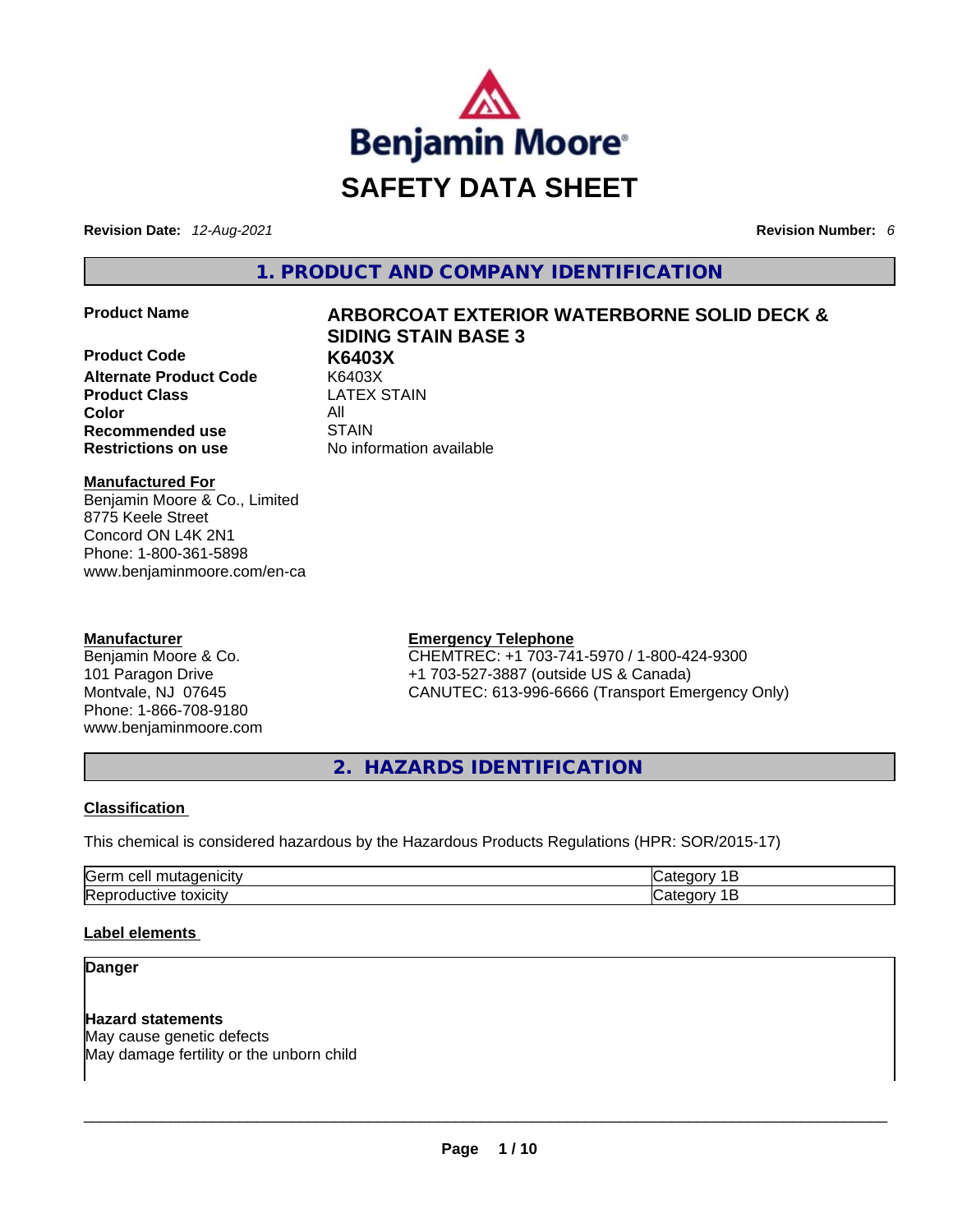# SAFETY DATA SHEET

**Revision Date:** *12-Aug-2021* **Revision Number:** *6*

## 1. PRODUCT AND COMPANY IDENTIFICATION

| | |
|---|---|
| **Product Name** | **ARBORCOAT EXTERIOR WATERBORNE SOLID DECK & SIDING STAIN BASE 3** |
| **Product Code** | **K6403X** |
| **Alternate Product Code** | K6403X |
| **Product Class** | LATEX STAIN |
| **Color** | All |
| **Recommended use** | STAIN |
| **Restrictions on use** | No information available |

**Manufactured For**
Benjamin Moore & Co., Limited
8775 Keele Street
Concord ON L4K 2N1
Phone: 1-800-361-5898
www.benjaminmoore.com/en-ca

**Manufacturer**
Benjamin Moore & Co.
101 Paragon Drive
Montvale, NJ 07645
Phone: 1-866-708-9180
www.benjaminmoore.com

**Emergency Telephone**
CHEMTREC: +1 703-741-5970 / 1-800-424-9300
+1 703-527-3887 (outside US & Canada)
CANUTEC: 613-996-6666 (Transport Emergency Only)

## 2. HAZARDS IDENTIFICATION

**Classification**

This chemical is considered hazardous by the Hazardous Products Regulations (HPR: SOR/2015-17)

| | |
|---|---|
| Germ cell mutagenicity | Category 1B |
| Reproductive toxicity | Category 1B |

**Label elements**

**Danger**

**Hazard statements**
May cause genetic defects
May damage fertility or the unborn child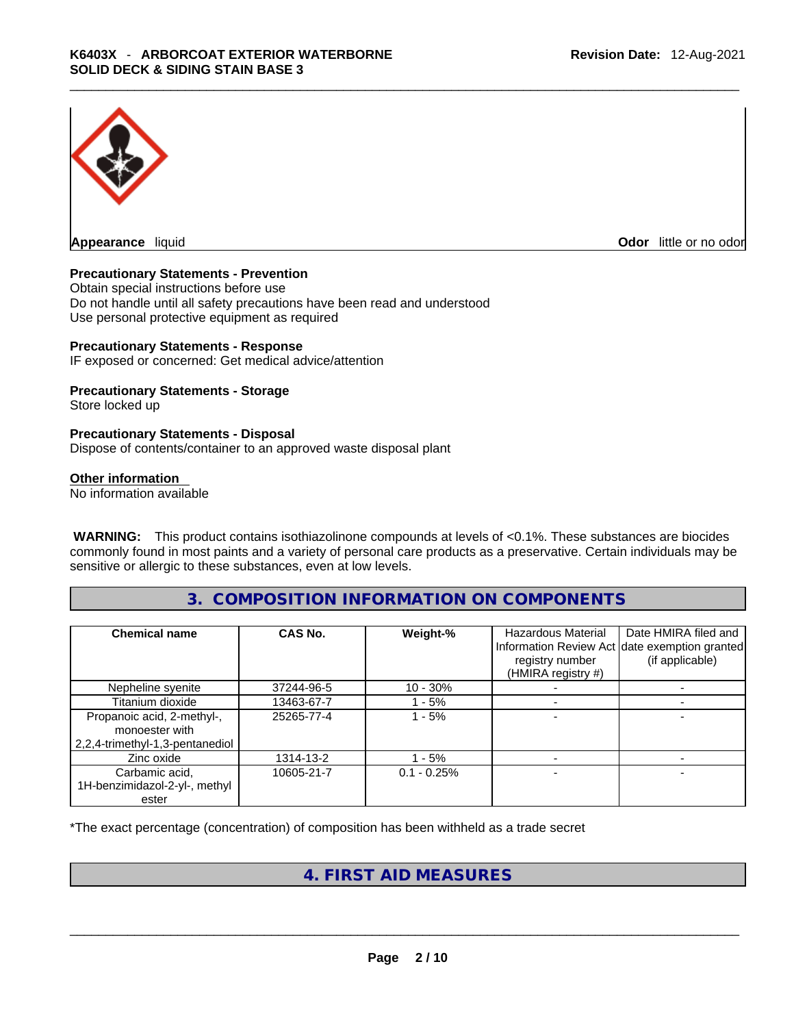**Appearance** liquid

**Odor** little or no odor

**Precautionary Statements - Prevention**
Obtain special instructions before use
Do not handle until all safety precautions have been read and understood
Use personal protective equipment as required

**Precautionary Statements - Response**
IF exposed or concerned: Get medical advice/attention

**Precautionary Statements - Storage**
Store locked up

**Precautionary Statements - Disposal**
Dispose of contents/container to an approved waste disposal plant

**Other information**
No information available

**WARNING:** This product contains isothiazolinone compounds at levels of <0.1%. These substances are biocides commonly found in most paints and a variety of personal care products as a preservative. Certain individuals may be sensitive or allergic to these substances, even at low levels.

## 3. COMPOSITION INFORMATION ON COMPONENTS

| Chemical name | CAS No. | Weight-% | Hazardous Material Information Review Act registry number (HMIRA registry #) | Date HMIRA filed and date exemption granted (if applicable) |
|---|---|---|---|---|
| Nepheline syenite | 37244-96-5 | 10 - 30% | - | - |
| Titanium dioxide | 13463-67-7 | 1 - 5% | - | - |
| Propanoic acid, 2-methyl-, monoester with 2,2,4-trimethyl-1,3-pentanediol | 25265-77-4 | 1 - 5% | - | - |
| Zinc oxide | 1314-13-2 | 1 - 5% | - | - |
| Carbamic acid, 1H-benzimidazol-2-yl-, methyl ester | 10605-21-7 | 0.1 - 0.25% | - | - |

*The exact percentage (concentration) of composition has been withheld as a trade secret

## 4. FIRST AID MEASURES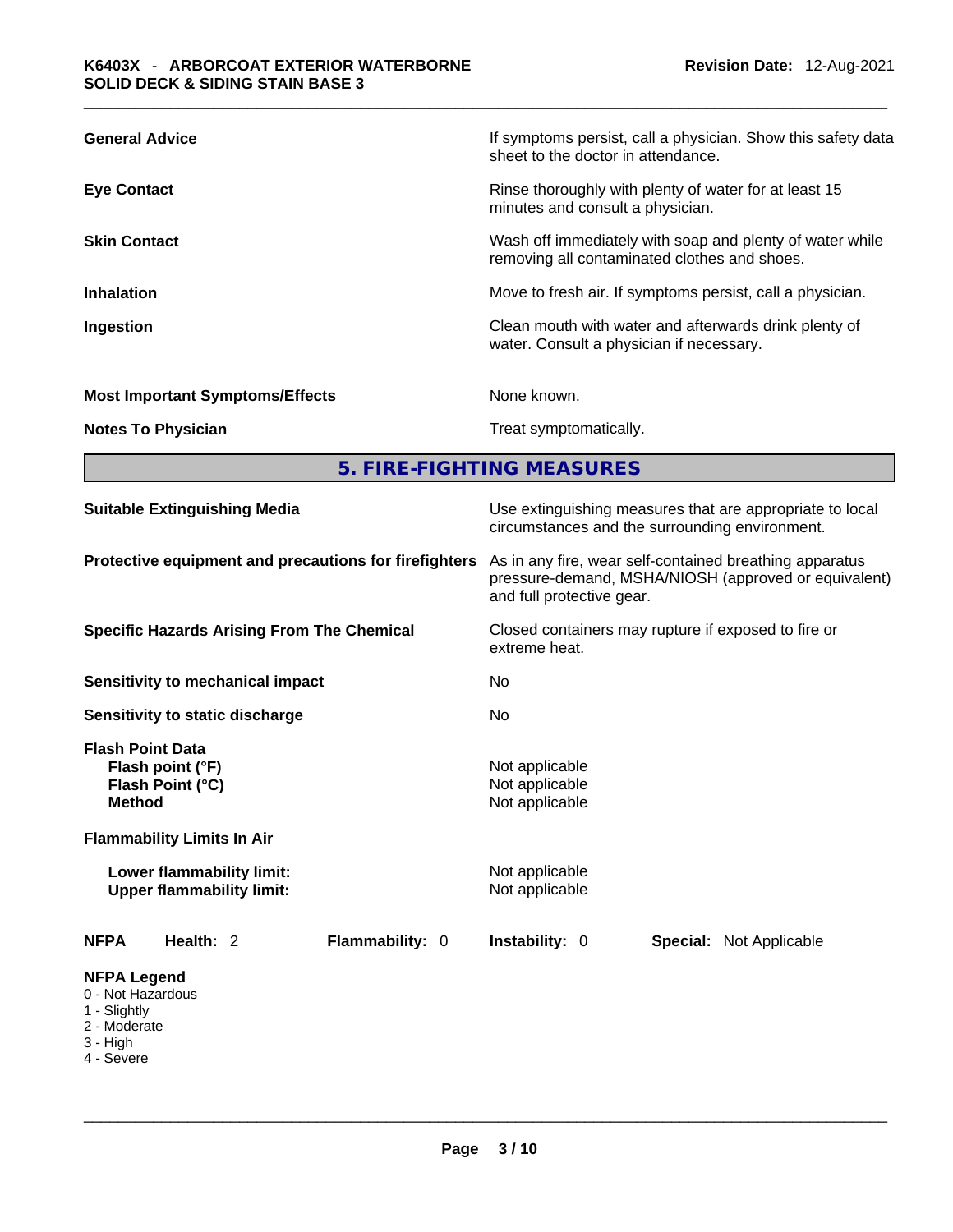| | |
|---|---|
| **General Advice** | If symptoms persist, call a physician. Show this safety data sheet to the doctor in attendance. |
| **Eye Contact** | Rinse thoroughly with plenty of water for at least 15 minutes and consult a physician. |
| **Skin Contact** | Wash off immediately with soap and plenty of water while removing all contaminated clothes and shoes. |
| **Inhalation** | Move to fresh air. If symptoms persist, call a physician. |
| **Ingestion** | Clean mouth with water and afterwards drink plenty of water. Consult a physician if necessary. |
| **Most Important Symptoms/Effects** | None known. |
| **Notes To Physician** | Treat symptomatically. |

## 5. FIRE-FIGHTING MEASURES

| | |
|---|---|
| **Suitable Extinguishing Media** | Use extinguishing measures that are appropriate to local circumstances and the surrounding environment. |
| **Protective equipment and precautions for firefighters** | As in any fire, wear self-contained breathing apparatus pressure-demand, MSHA/NIOSH (approved or equivalent) and full protective gear. |
| **Specific Hazards Arising From The Chemical** | Closed containers may rupture if exposed to fire or extreme heat. |
| **Sensitivity to mechanical impact** | No |
| **Sensitivity to static discharge** | No |

**Flash Point Data**

| | |
|---|---|
| **Flash point (°F)** | Not applicable |
| **Flash Point (°C)** | Not applicable |
| **Method** | Not applicable |

**Flammability Limits In Air**

| | |
|---|---|
| **Lower flammability limit:** | Not applicable |
| **Upper flammability limit:** | Not applicable |

| | | | | |
|---|---|---|---|---|
| **NFPA** | **Health:** 2 | **Flammability:** 0 | **Instability:** 0 | **Special:** Not Applicable |

**NFPA Legend**

- 0 - Not Hazardous
- 1 - Slightly
- 2 - Moderate
- 3 - High
- 4 - Severe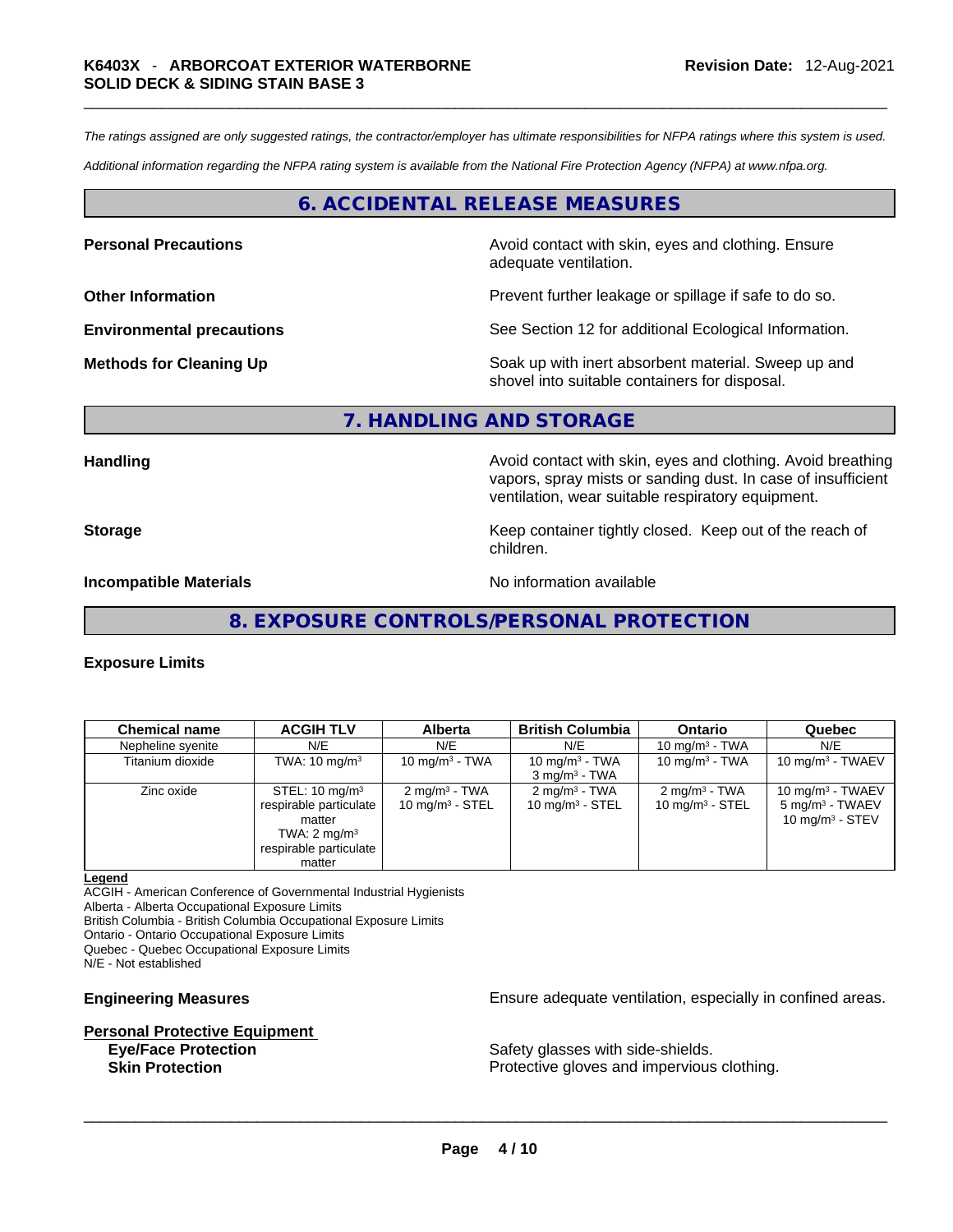*The ratings assigned are only suggested ratings, the contractor/employer has ultimate responsibilities for NFPA ratings where this system is used.*

*Additional information regarding the NFPA rating system is available from the National Fire Protection Agency (NFPA) at www.nfpa.org.*

## 6. ACCIDENTAL RELEASE MEASURES

**Personal Precautions** — Avoid contact with skin, eyes and clothing. Ensure adequate ventilation.

**Other Information** — Prevent further leakage or spillage if safe to do so.

**Environmental precautions** — See Section 12 for additional Ecological Information.

**Methods for Cleaning Up** — Soak up with inert absorbent material. Sweep up and shovel into suitable containers for disposal.

## 7. HANDLING AND STORAGE

**Handling** — Avoid contact with skin, eyes and clothing. Avoid breathing vapors, spray mists or sanding dust. In case of insufficient ventilation, wear suitable respiratory equipment.

**Storage** — Keep container tightly closed. Keep out of the reach of children.

**Incompatible Materials** — No information available

## 8. EXPOSURE CONTROLS/PERSONAL PROTECTION

### Exposure Limits

| Chemical name | ACGIH TLV | Alberta | British Columbia | Ontario | Quebec |
|---|---|---|---|---|---|
| Nepheline syenite | N/E | N/E | N/E | 10 mg/m³ - TWA | N/E |
| Titanium dioxide | TWA: 10 mg/m³ | 10 mg/m³ - TWA | 10 mg/m³ - TWA<br>3 mg/m³ - TWA | 10 mg/m³ - TWA | 10 mg/m³ - TWAEV |
| Zinc oxide | STEL: 10 mg/m³ respirable particulate matter<br>TWA: 2 mg/m³ respirable particulate matter | 2 mg/m³ - TWA<br>10 mg/m³ - STEL | 2 mg/m³ - TWA<br>10 mg/m³ - STEL | 2 mg/m³ - TWA<br>10 mg/m³ - STEL | 10 mg/m³ - TWAEV<br>5 mg/m³ - TWAEV<br>10 mg/m³ - STEV |

**Legend**
ACGIH - American Conference of Governmental Industrial Hygienists
Alberta - Alberta Occupational Exposure Limits
British Columbia - British Columbia Occupational Exposure Limits
Ontario - Ontario Occupational Exposure Limits
Quebec - Quebec Occupational Exposure Limits
N/E - Not established

**Engineering Measures** — Ensure adequate ventilation, especially in confined areas.

**Personal Protective Equipment**

**Eye/Face Protection** — Safety glasses with side-shields.

**Skin Protection** — Protective gloves and impervious clothing.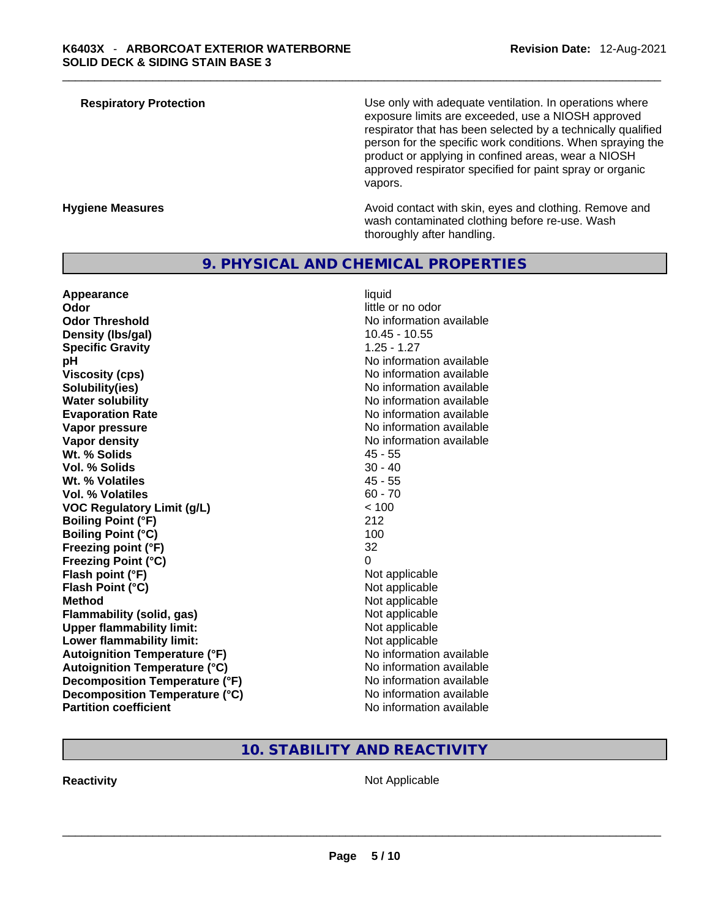**Respiratory Protection** Use only with adequate ventilation. In operations where exposure limits are exceeded, use a NIOSH approved respirator that has been selected by a technically qualified person for the specific work conditions. When spraying the product or applying in confined areas, wear a NIOSH approved respirator specified for paint spray or organic vapors.

**Hygiene Measures** Avoid contact with skin, eyes and clothing. Remove and wash contaminated clothing before re-use. Wash thoroughly after handling.

## 9. PHYSICAL AND CHEMICAL PROPERTIES

| | |
|---|---|
| **Appearance** | liquid |
| **Odor** | little or no odor |
| **Odor Threshold** | No information available |
| **Density (lbs/gal)** | 10.45 - 10.55 |
| **Specific Gravity** | 1.25 - 1.27 |
| **pH** | No information available |
| **Viscosity (cps)** | No information available |
| **Solubility(ies)** | No information available |
| **Water solubility** | No information available |
| **Evaporation Rate** | No information available |
| **Vapor pressure** | No information available |
| **Vapor density** | No information available |
| **Wt. % Solids** | 45 - 55 |
| **Vol. % Solids** | 30 - 40 |
| **Wt. % Volatiles** | 45 - 55 |
| **Vol. % Volatiles** | 60 - 70 |
| **VOC Regulatory Limit (g/L)** | < 100 |
| **Boiling Point (°F)** | 212 |
| **Boiling Point (°C)** | 100 |
| **Freezing point (°F)** | 32 |
| **Freezing Point (°C)** | 0 |
| **Flash point (°F)** | Not applicable |
| **Flash Point (°C)** | Not applicable |
| **Method** | Not applicable |
| **Flammability (solid, gas)** | Not applicable |
| **Upper flammability limit:** | Not applicable |
| **Lower flammability limit:** | Not applicable |
| **Autoignition Temperature (°F)** | No information available |
| **Autoignition Temperature (°C)** | No information available |
| **Decomposition Temperature (°F)** | No information available |
| **Decomposition Temperature (°C)** | No information available |
| **Partition coefficient** | No information available |

## 10. STABILITY AND REACTIVITY

**Reactivity** Not Applicable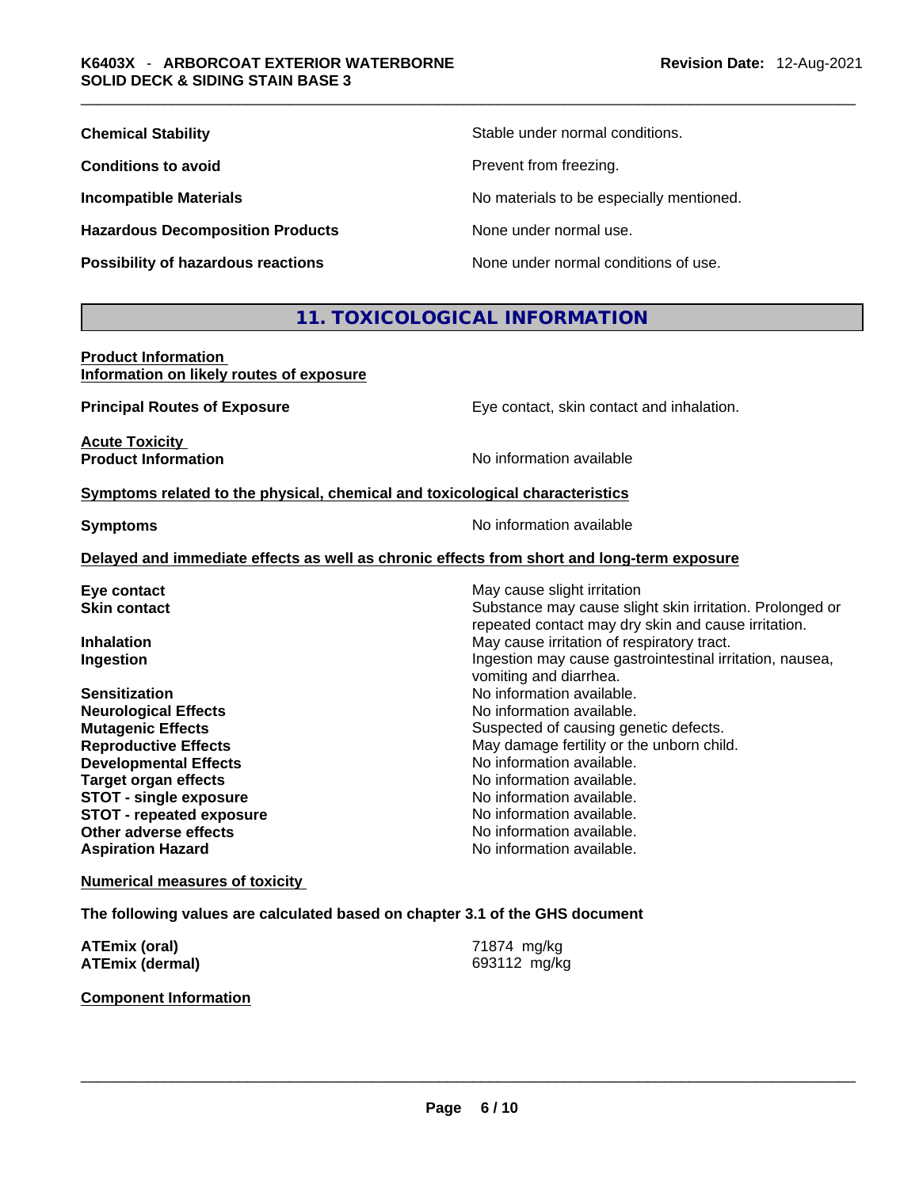| | |
|---|---|
| **Chemical Stability** | Stable under normal conditions. |
| **Conditions to avoid** | Prevent from freezing. |
| **Incompatible Materials** | No materials to be especially mentioned. |
| **Hazardous Decomposition Products** | None under normal use. |
| **Possibility of hazardous reactions** | None under normal conditions of use. |

## 11. TOXICOLOGICAL INFORMATION

**Product Information**
**Information on likely routes of exposure**

| | |
|---|---|
| **Principal Routes of Exposure** | Eye contact, skin contact and inhalation. |

**Acute Toxicity**

| | |
|---|---|
| **Product Information** | No information available |

**Symptoms related to the physical, chemical and toxicological characteristics**

| | |
|---|---|
| **Symptoms** | No information available |

**Delayed and immediate effects as well as chronic effects from short and long-term exposure**

| | |
|---|---|
| **Eye contact** | May cause slight irritation |
| **Skin contact** | Substance may cause slight skin irritation. Prolonged or repeated contact may dry skin and cause irritation. |
| **Inhalation** | May cause irritation of respiratory tract. |
| **Ingestion** | Ingestion may cause gastrointestinal irritation, nausea, vomiting and diarrhea. |
| **Sensitization** | No information available. |
| **Neurological Effects** | No information available. |
| **Mutagenic Effects** | Suspected of causing genetic defects. |
| **Reproductive Effects** | May damage fertility or the unborn child. |
| **Developmental Effects** | No information available. |
| **Target organ effects** | No information available. |
| **STOT - single exposure** | No information available. |
| **STOT - repeated exposure** | No information available. |
| **Other adverse effects** | No information available. |
| **Aspiration Hazard** | No information available. |

**Numerical measures of toxicity**

**The following values are calculated based on chapter 3.1 of the GHS document**

| | |
|---|---|
| **ATEmix (oral)** | 71874 mg/kg |
| **ATEmix (dermal)** | 693112 mg/kg |

**Component Information**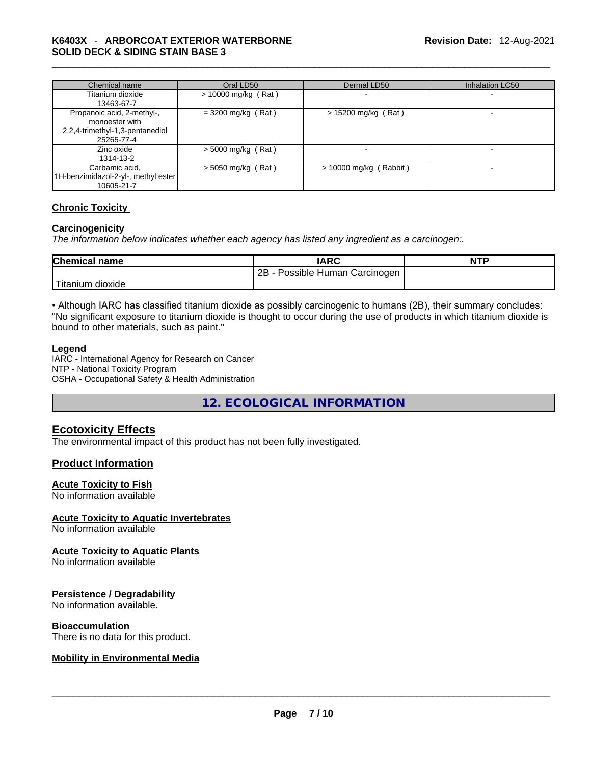| Chemical name | Oral LD50 | Dermal LD50 | Inhalation LC50 |
|---|---|---|---|
| Titanium dioxide 13463-67-7 | > 10000 mg/kg ( Rat ) | - | - |
| Propanoic acid, 2-methyl-, monoester with 2,2,4-trimethyl-1,3-pentanediol 25265-77-4 | = 3200 mg/kg ( Rat ) | > 15200 mg/kg ( Rat ) | - |
| Zinc oxide 1314-13-2 | > 5000 mg/kg ( Rat ) | - | - |
| Carbamic acid, 1H-benzimidazol-2-yl-, methyl ester 10605-21-7 | > 5050 mg/kg ( Rat ) | > 10000 mg/kg ( Rabbit ) | - |

### Chronic Toxicity

**Carcinogenicity**

*The information below indicates whether each agency has listed any ingredient as a carcinogen:.*

| Chemical name | IARC | NTP |
|---|---|---|
| Titanium dioxide | 2B - Possible Human Carcinogen | |

• Although IARC has classified titanium dioxide as possibly carcinogenic to humans (2B), their summary concludes: "No significant exposure to titanium dioxide is thought to occur during the use of products in which titanium dioxide is bound to other materials, such as paint."

**Legend**

IARC - International Agency for Research on Cancer
NTP - National Toxicity Program
OSHA - Occupational Safety & Health Administration

## 12. ECOLOGICAL INFORMATION

### Ecotoxicity Effects

The environmental impact of this product has not been fully investigated.

### Product Information

**Acute Toxicity to Fish**

No information available

**Acute Toxicity to Aquatic Invertebrates**

No information available

**Acute Toxicity to Aquatic Plants**

No information available

**Persistence / Degradability**

No information available.

**Bioaccumulation**

There is no data for this product.

**Mobility in Environmental Media**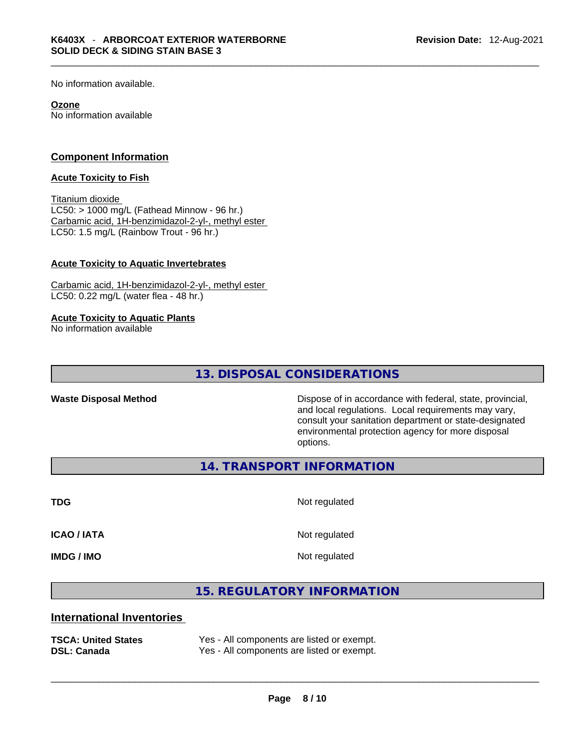No information available.

**Ozone**
No information available

## Component Information

### Acute Toxicity to Fish

Titanium dioxide
LC50: > 1000 mg/L (Fathead Minnow - 96 hr.)
Carbamic acid, 1H-benzimidazol-2-yl-, methyl ester
LC50: 1.5 mg/L (Rainbow Trout - 96 hr.)

### Acute Toxicity to Aquatic Invertebrates

Carbamic acid, 1H-benzimidazol-2-yl-, methyl ester
LC50: 0.22 mg/L (water flea - 48 hr.)

### Acute Toxicity to Aquatic Plants

No information available

## 13. DISPOSAL CONSIDERATIONS

**Waste Disposal Method** Dispose of in accordance with federal, state, provincial, and local regulations. Local requirements may vary, consult your sanitation department or state-designated environmental protection agency for more disposal options.

## 14. TRANSPORT INFORMATION

| | |
|---|---|
| **TDG** | Not regulated |
| **ICAO / IATA** | Not regulated |
| **IMDG / IMO** | Not regulated |

## 15. REGULATORY INFORMATION

## International Inventories

| | |
|---|---|
| **TSCA: United States** | Yes - All components are listed or exempt. |
| **DSL: Canada** | Yes - All components are listed or exempt. |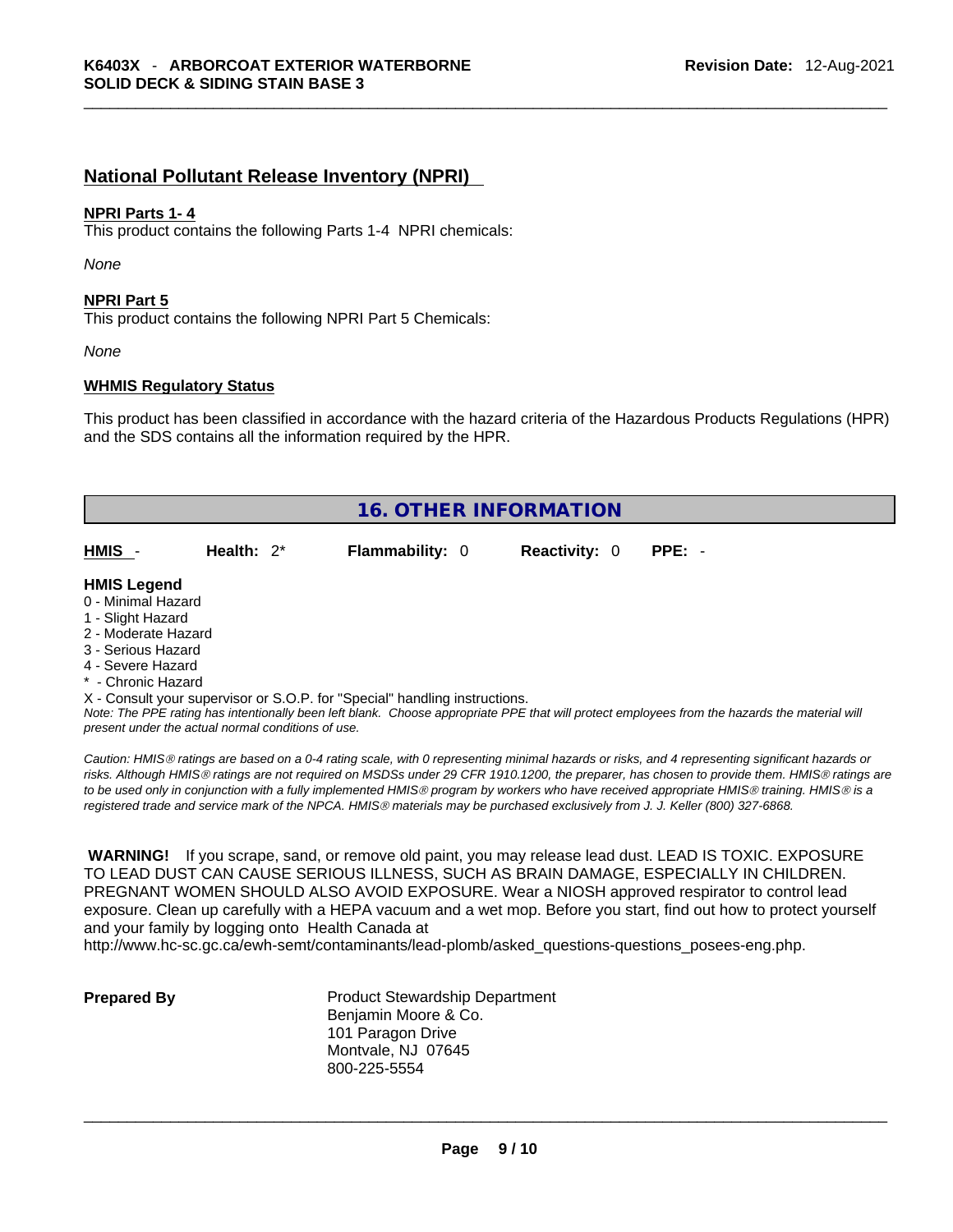## National Pollutant Release Inventory (NPRI)

**NPRI Parts 1- 4**

This product contains the following Parts 1-4 NPRI chemicals:

*None*

**NPRI Part 5**

This product contains the following NPRI Part 5 Chemicals:

*None*

**WHMIS Regulatory Status**

This product has been classified in accordance with the hazard criteria of the Hazardous Products Regulations (HPR) and the SDS contains all the information required by the HPR.

## 16. OTHER INFORMATION

| | | | | |
|---|---|---|---|---|
| **HMIS** - | **Health:** 2* | **Flammability:** 0 | **Reactivity:** 0 | **PPE:** - |

**HMIS Legend**

0 - Minimal Hazard
1 - Slight Hazard
2 - Moderate Hazard
3 - Serious Hazard
4 - Severe Hazard
* - Chronic Hazard
X - Consult your supervisor or S.O.P. for "Special" handling instructions.

*Note: The PPE rating has intentionally been left blank. Choose appropriate PPE that will protect employees from the hazards the material will present under the actual normal conditions of use.*

*Caution: HMIS® ratings are based on a 0-4 rating scale, with 0 representing minimal hazards or risks, and 4 representing significant hazards or risks. Although HMIS® ratings are not required on MSDSs under 29 CFR 1910.1200, the preparer, has chosen to provide them. HMIS® ratings are to be used only in conjunction with a fully implemented HMIS® program by workers who have received appropriate HMIS® training. HMIS® is a registered trade and service mark of the NPCA. HMIS® materials may be purchased exclusively from J. J. Keller (800) 327-6868.*

**WARNING!** If you scrape, sand, or remove old paint, you may release lead dust. LEAD IS TOXIC. EXPOSURE TO LEAD DUST CAN CAUSE SERIOUS ILLNESS, SUCH AS BRAIN DAMAGE, ESPECIALLY IN CHILDREN. PREGNANT WOMEN SHOULD ALSO AVOID EXPOSURE. Wear a NIOSH approved respirator to control lead exposure. Clean up carefully with a HEPA vacuum and a wet mop. Before you start, find out how to protect yourself and your family by logging onto Health Canada at http://www.hc-sc.gc.ca/ewh-semt/contaminants/lead-plomb/asked_questions-questions_posees-eng.php.

**Prepared By**

Product Stewardship Department
Benjamin Moore & Co.
101 Paragon Drive
Montvale, NJ 07645
800-225-5554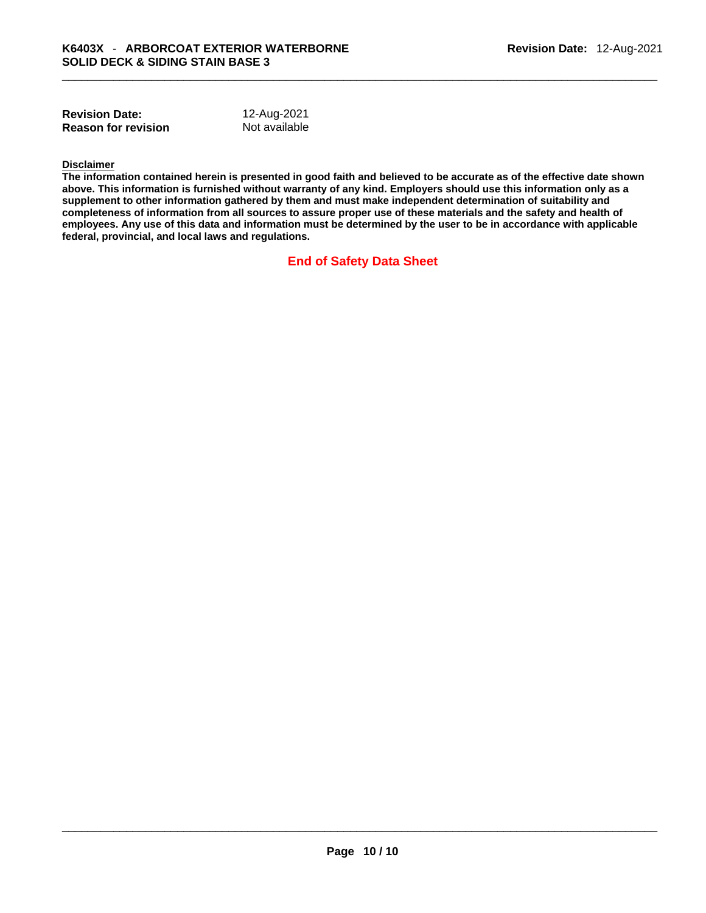| | |
|---|---|
| **Revision Date:** | 12-Aug-2021 |
| **Reason for revision** | Not available |

**Disclaimer**

**The information contained herein is presented in good faith and believed to be accurate as of the effective date shown above. This information is furnished without warranty of any kind. Employers should use this information only as a supplement to other information gathered by them and must make independent determination of suitability and completeness of information from all sources to assure proper use of these materials and the safety and health of employees. Any use of this data and information must be determined by the user to be in accordance with applicable federal, provincial, and local laws and regulations.**

**End of Safety Data Sheet**